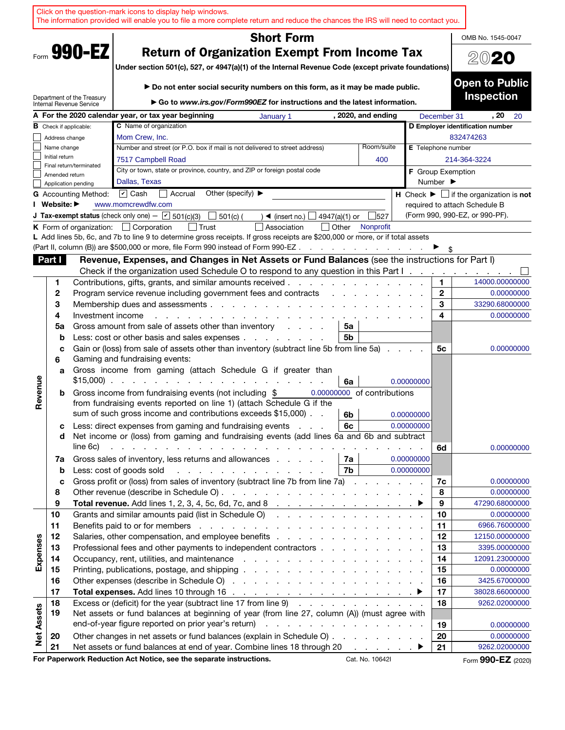Click on the question-mark icons to display help windows.
The information provided will enable you to file a more complete return and reduce the chances the IRS will need to contact you.

Form **990-EZ**

Department of the Treasury
Internal Revenue Service

# Short Form
# Return of Organization Exempt From Income Tax

**Under section 501(c), 527, or 4947(a)(1) of the Internal Revenue Code (except private foundations)**

▶ **Do not enter social security numbers on this form, as it may be made public.**

▶ **Go to *www.irs.gov/Form990EZ* for instructions and the latest information.**

OMB No. 1545-0047

**2020**

**Open to Public Inspection**

**A** For the 2020 calendar year, or tax year beginning January 1, 2020, and ending December 31, 20 20

**B** Check if applicable:
- ☐ Address change
- ☐ Name change
- ☐ Initial return
- ☐ Final return/terminated
- ☐ Amended return
- ☐ Application pending

**C** Name of organization: Mom Crew, Inc.

Number and street (or P.O. box if mail is not delivered to street address): 7517 Campbell Road — Room/suite: 400

City or town, state or province, country, and ZIP or foreign postal code: Dallas, Texas

**D Employer identification number:** 832474263

**E** Telephone number: 214-364-3224

**F** Group Exemption Number ▶

**G** Accounting Method: ☑ Cash ☐ Accrual Other (specify) ▶

**H** Check ▶ ☐ if the organization is **not** required to attach Schedule B (Form 990, 990-EZ, or 990-PF).

**I Website:** ▶ www.momcrewdfw.com

**J Tax-exempt status** (check only one) — ☑ 501(c)(3) ☐ 501(c) ( ) ◀ (insert no.) ☐ 4947(a)(1) or ☐ 527

**K** Form of organization: ☐ Corporation ☐ Trust ☐ Association ☐ Other Nonprofit

**L** Add lines 5b, 6c, and 7b to line 9 to determine gross receipts. If gross receipts are $200,000 or more, or if total assets (Part II, column (B)) are $500,000 or more, file Form 990 instead of Form 990-EZ ▶ $

## Part I — Revenue, Expenses, and Changes in Net Assets or Fund Balances (see the instructions for Part I)

Check if the organization used Schedule O to respond to any question in this Part I ☐

| Section | Line | Description | Sub-line | Sub-amount | Line | Amount |
|---|---|---|---|---|---|---|
| Revenue | 1 | Contributions, gifts, grants, and similar amounts received | | | 1 | 14000.00000000 |
| | 2 | Program service revenue including government fees and contracts | | | 2 | 0.00000000 |
| | 3 | Membership dues and assessments | | | 3 | 33290.68000000 |
| | 4 | Investment income | | | 4 | 0.00000000 |
| | 5a | Gross amount from sale of assets other than inventory | 5a | | | |
| | b | Less: cost or other basis and sales expenses | 5b | | | |
| | c | Gain or (loss) from sale of assets other than inventory (subtract line 5b from line 5a) | | | 5c | 0.00000000 |
| | 6 | Gaming and fundraising events: | | | | |
| | a | Gross income from gaming (attach Schedule G if greater than $15,000) | 6a | 0.00000000 | | |
| | b | Gross income from fundraising events (not including $ 0.00000000 of contributions from fundraising events reported on line 1) (attach Schedule G if the sum of such gross income and contributions exceeds $15,000) | 6b | 0.00000000 | | |
| | c | Less: direct expenses from gaming and fundraising events | 6c | 0.00000000 | | |
| | d | Net income or (loss) from gaming and fundraising events (add lines 6a and 6b and subtract line 6c) | | | 6d | 0.00000000 |
| | 7a | Gross sales of inventory, less returns and allowances | 7a | 0.00000000 | | |
| | b | Less: cost of goods sold | 7b | 0.00000000 | | |
| | c | Gross profit or (loss) from sales of inventory (subtract line 7b from line 7a) | | | 7c | 0.00000000 |
| | 8 | Other revenue (describe in Schedule O) | | | 8 | 0.00000000 |
| | 9 | **Total revenue.** Add lines 1, 2, 3, 4, 5c, 6d, 7c, and 8 ▶ | | | 9 | 47290.68000000 |
| Expenses | 10 | Grants and similar amounts paid (list in Schedule O) | | | 10 | 0.00000000 |
| | 11 | Benefits paid to or for members | | | 11 | 6966.76000000 |
| | 12 | Salaries, other compensation, and employee benefits | | | 12 | 12150.00000000 |
| | 13 | Professional fees and other payments to independent contractors | | | 13 | 3395.00000000 |
| | 14 | Occupancy, rent, utilities, and maintenance | | | 14 | 12091.23000000 |
| | 15 | Printing, publications, postage, and shipping | | | 15 | 0.00000000 |
| | 16 | Other expenses (describe in Schedule O) | | | 16 | 3425.67000000 |
| | 17 | **Total expenses.** Add lines 10 through 16 ▶ | | | 17 | 38028.66000000 |
| Net Assets | 18 | Excess or (deficit) for the year (subtract line 17 from line 9) | | | 18 | 9262.02000000 |
| | 19 | Net assets or fund balances at beginning of year (from line 27, column (A)) (must agree with end-of-year figure reported on prior year's return) | | | 19 | 0.00000000 |
| | 20 | Other changes in net assets or fund balances (explain in Schedule O) | | | 20 | 0.00000000 |
| | 21 | Net assets or fund balances at end of year. Combine lines 18 through 20 ▶ | | | 21 | 9262.02000000 |

**For Paperwork Reduction Act Notice, see the separate instructions.** Cat. No. 10642I Form **990-EZ** (2020)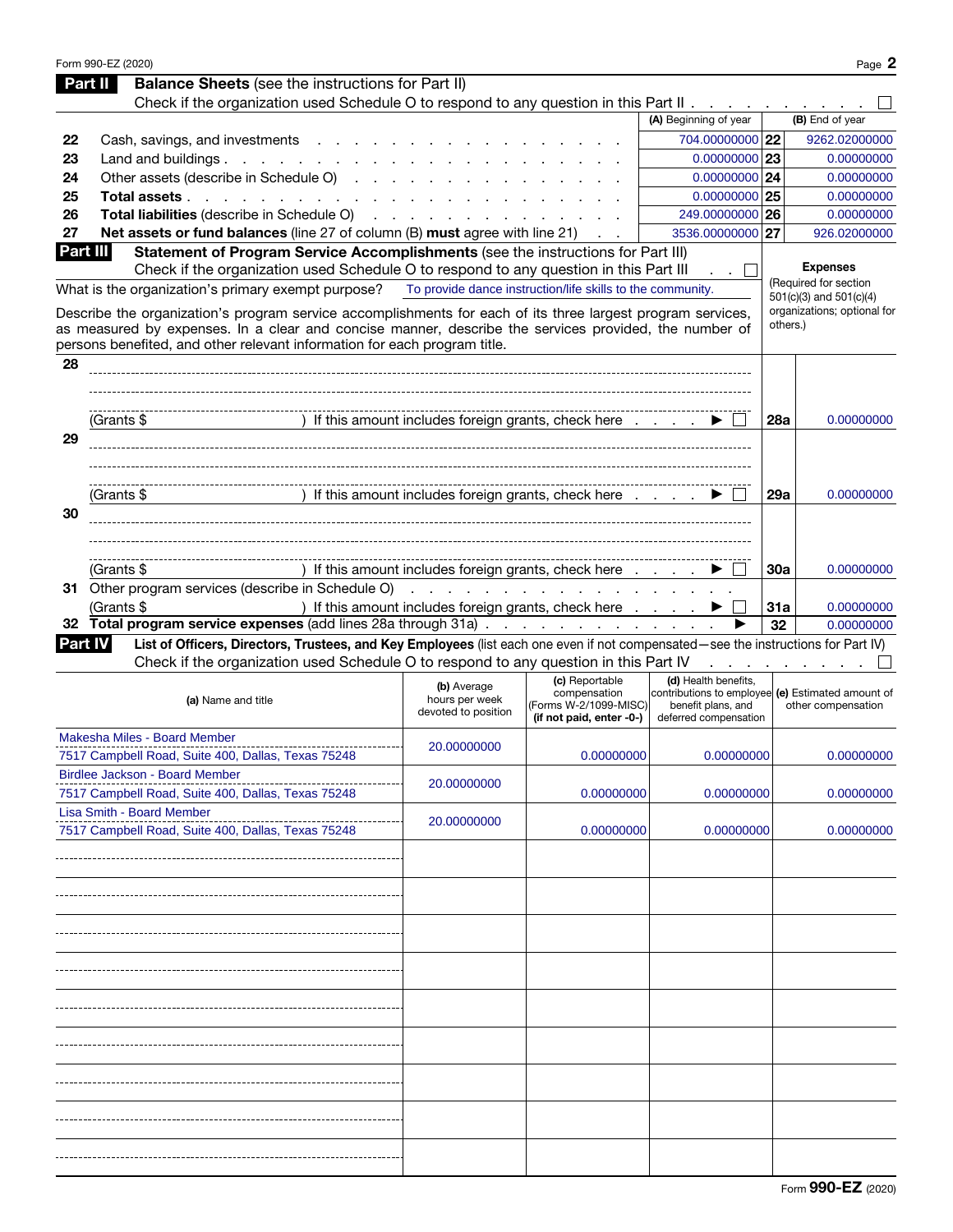Form 990-EZ (2020)

## Part II Balance Sheets (see the instructions for Part II)

Check if the organization used Schedule O to respond to any question in this Part II . . . ☐

| | | (A) Beginning of year | | (B) End of year |
|---|---|---|---|---|
| 22 | Cash, savings, and investments | 704.00000000 | 22 | 9262.02000000 |
| 23 | Land and buildings | 0.00000000 | 23 | 0.00000000 |
| 24 | Other assets (describe in Schedule O) | 0.00000000 | 24 | 0.00000000 |
| 25 | **Total assets** | 0.00000000 | 25 | 0.00000000 |
| 26 | **Total liabilities** (describe in Schedule O) | 249.00000000 | 26 | 0.00000000 |
| 27 | **Net assets or fund balances** (line 27 of column (B) **must** agree with line 21) | 3536.00000000 | 27 | 926.02000000 |

## Part III Statement of Program Service Accomplishments (see the instructions for Part III)

Check if the organization used Schedule O to respond to any question in this Part III . . ☐

**Expenses** (Required for section 501(c)(3) and 501(c)(4) organizations; optional for others.)

What is the organization's primary exempt purpose? To provide dance instruction/life skills to the community.

Describe the organization's program service accomplishments for each of its three largest program services, as measured by expenses. In a clear and concise manner, describe the services provided, the number of persons benefited, and other relevant information for each program title.

| | | | |
|---|---|---|---|
| 28 | (Grants $ ) If this amount includes foreign grants, check here ▶ ☐ | 28a | 0.00000000 |
| 29 | (Grants $ ) If this amount includes foreign grants, check here ▶ ☐ | 29a | 0.00000000 |
| 30 | (Grants $ ) If this amount includes foreign grants, check here ▶ ☐ | 30a | 0.00000000 |
| 31 | Other program services (describe in Schedule O) (Grants $ ) If this amount includes foreign grants, check here ▶ ☐ | 31a | 0.00000000 |
| 32 | **Total program service expenses** (add lines 28a through 31a) ▶ | 32 | 0.00000000 |

## Part IV List of Officers, Directors, Trustees, and Key Employees (list each one even if not compensated—see the instructions for Part IV)

Check if the organization used Schedule O to respond to any question in this Part IV . . . ☐

| (a) Name and title | (b) Average hours per week devoted to position | (c) Reportable compensation (Forms W-2/1099-MISC) (if not paid, enter -0-) | (d) Health benefits, contributions to employee benefit plans, and deferred compensation | (e) Estimated amount of other compensation |
|---|---|---|---|---|
| Makesha Miles - Board Member<br>7517 Campbell Road, Suite 400, Dallas, Texas 75248 | 20.00000000 | 0.00000000 | 0.00000000 | 0.00000000 |
| Birdlee Jackson - Board Member<br>7517 Campbell Road, Suite 400, Dallas, Texas 75248 | 20.00000000 | 0.00000000 | 0.00000000 | 0.00000000 |
| Lisa Smith - Board Member<br>7517 Campbell Road, Suite 400, Dallas, Texas 75248 | 20.00000000 | 0.00000000 | 0.00000000 | 0.00000000 |

Form **990-EZ** (2020)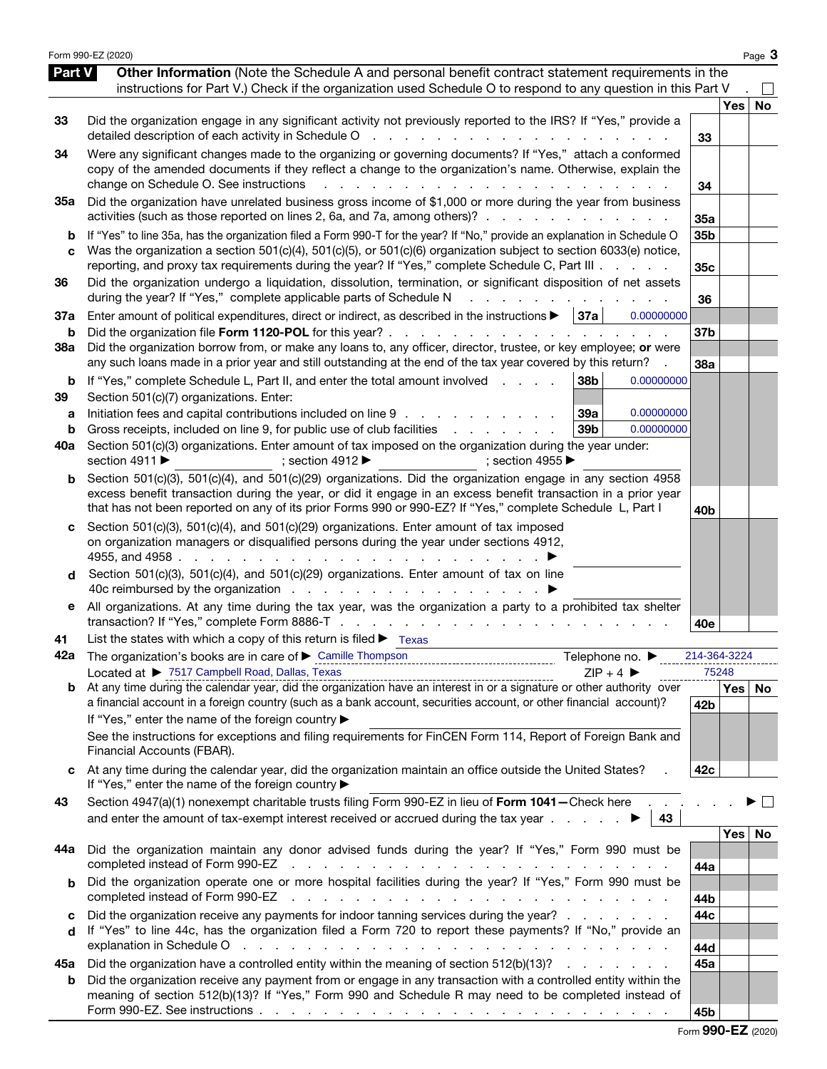## Part V Other Information

(Note the Schedule A and personal benefit contract statement requirements in the instructions for Part V.) Check if the organization used Schedule O to respond to any question in this Part V . ☐

| | | | Yes | No |
|---|---|---|---|---|
| 33 | Did the organization engage in any significant activity not previously reported to the IRS? If "Yes," provide a detailed description of each activity in Schedule O | 33 | | |
| 34 | Were any significant changes made to the organizing or governing documents? If "Yes," attach a conformed copy of the amended documents if they reflect a change to the organization's name. Otherwise, explain the change on Schedule O. See instructions | 34 | | |
| 35a | Did the organization have unrelated business gross income of $1,000 or more during the year from business activities (such as those reported on lines 2, 6a, and 7a, among others)? | 35a | | |
| b | If "Yes" to line 35a, has the organization filed a Form 990-T for the year? If "No," provide an explanation in Schedule O | 35b | | |
| c | Was the organization a section 501(c)(4), 501(c)(5), or 501(c)(6) organization subject to section 6033(e) notice, reporting, and proxy tax requirements during the year? If "Yes," complete Schedule C, Part III | 35c | | |
| 36 | Did the organization undergo a liquidation, dissolution, termination, or significant disposition of net assets during the year? If "Yes," complete applicable parts of Schedule N | 36 | | |
| 37a | Enter amount of political expenditures, direct or indirect, as described in the instructions ▶ 37a 0.00000000 | | | |
| b | Did the organization file **Form 1120-POL** for this year? | 37b | | |
| 38a | Did the organization borrow from, or make any loans to, any officer, director, trustee, or key employee; **or** were any such loans made in a prior year and still outstanding at the end of the tax year covered by this return? | 38a | | |
| b | If "Yes," complete Schedule L, Part II, and enter the total amount involved 38b 0.00000000 | | | |
| 39 | Section 501(c)(7) organizations. Enter: | | | |
| a | Initiation fees and capital contributions included on line 9 39a 0.00000000 | | | |
| b | Gross receipts, included on line 9, for public use of club facilities 39b 0.00000000 | | | |
| 40a | Section 501(c)(3) organizations. Enter amount of tax imposed on the organization during the year under: section 4911 ▶ ; section 4912 ▶ ; section 4955 ▶ | | | |
| b | Section 501(c)(3), 501(c)(4), and 501(c)(29) organizations. Did the organization engage in any section 4958 excess benefit transaction during the year, or did it engage in an excess benefit transaction in a prior year that has not been reported on any of its prior Forms 990 or 990-EZ? If "Yes," complete Schedule L, Part I | 40b | | |
| c | Section 501(c)(3), 501(c)(4), and 501(c)(29) organizations. Enter amount of tax imposed on organization managers or disqualified persons during the year under sections 4912, 4955, and 4958 ▶ | | | |
| d | Section 501(c)(3), 501(c)(4), and 501(c)(29) organizations. Enter amount of tax on line 40c reimbursed by the organization ▶ | | | |
| e | All organizations. At any time during the tax year, was the organization a party to a prohibited tax shelter transaction? If "Yes," complete Form 8886-T | 40e | | |

41 List the states with which a copy of this return is filed ▶ Texas

42a The organization's books are in care of ▶ Camille Thompson  Telephone no. ▶ 214-364-3224
Located at ▶ 7517 Campbell Road, Dallas, Texas  ZIP + 4 ▶ 75248

| | | | Yes | No |
|---|---|---|---|---|
| b | At any time during the calendar year, did the organization have an interest in or a signature or other authority over a financial account in a foreign country (such as a bank account, securities account, or other financial account)? If "Yes," enter the name of the foreign country ▶ See the instructions for exceptions and filing requirements for FinCEN Form 114, Report of Foreign Bank and Financial Accounts (FBAR). | 42b | | |
| c | At any time during the calendar year, did the organization maintain an office outside the United States? If "Yes," enter the name of the foreign country ▶ | 42c | | |

43 Section 4947(a)(1) nonexempt charitable trusts filing Form 990-EZ in lieu of **Form 1041—**Check here ▶ ☐
and enter the amount of tax-exempt interest received or accrued during the tax year ▶ 43

| | | | Yes | No |
|---|---|---|---|---|
| 44a | Did the organization maintain any donor advised funds during the year? If "Yes," Form 990 must be completed instead of Form 990-EZ | 44a | | |
| b | Did the organization operate one or more hospital facilities during the year? If "Yes," Form 990 must be completed instead of Form 990-EZ | 44b | | |
| c | Did the organization receive any payments for indoor tanning services during the year? | 44c | | |
| d | If "Yes" to line 44c, has the organization filed a Form 720 to report these payments? If "No," provide an explanation in Schedule O | 44d | | |
| 45a | Did the organization have a controlled entity within the meaning of section 512(b)(13)? | 45a | | |
| b | Did the organization receive any payment from or engage in any transaction with a controlled entity within the meaning of section 512(b)(13)? If "Yes," Form 990 and Schedule R may need to be completed instead of Form 990-EZ. See instructions | 45b | | |

Form **990-EZ** (2020)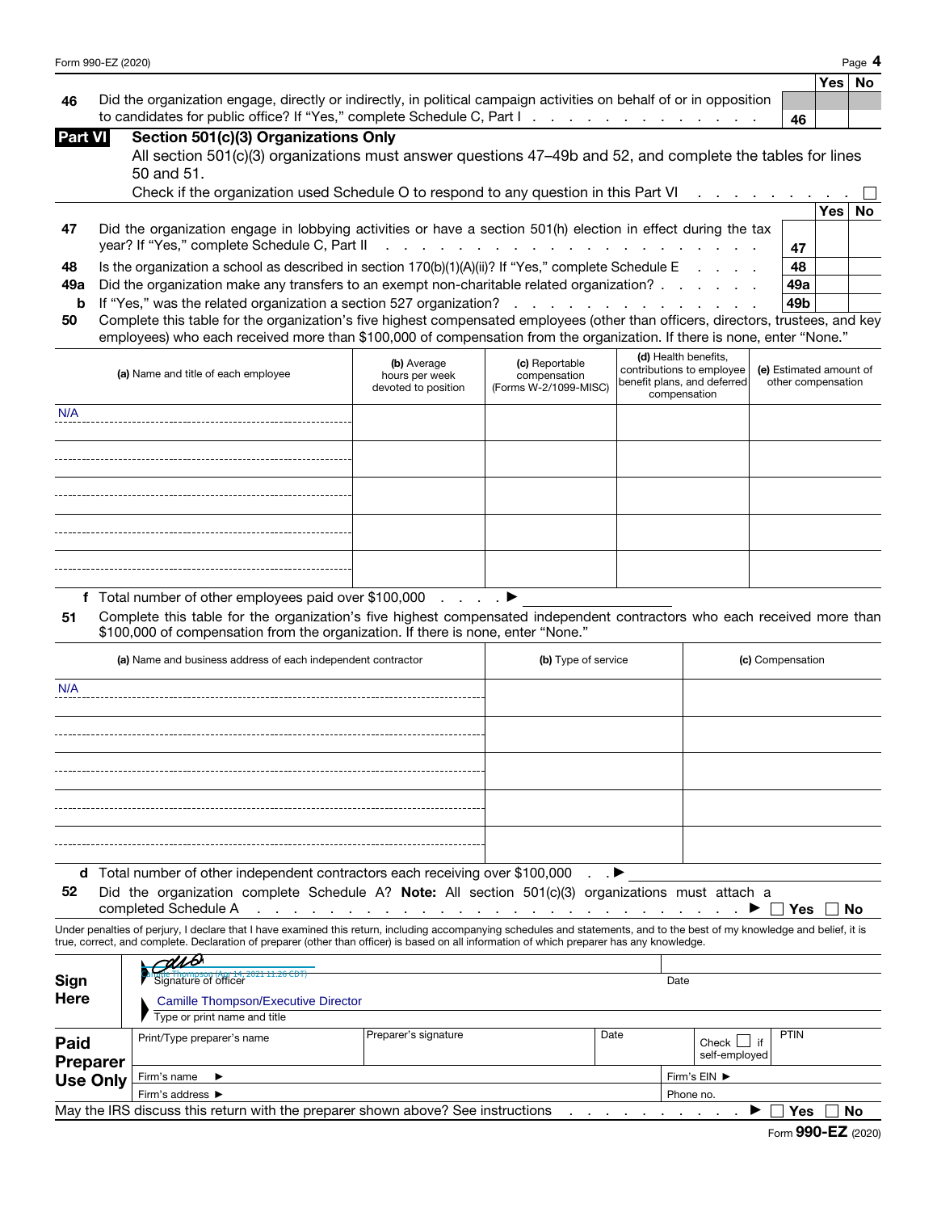Form 990-EZ (2020)

| | | | Yes | No |
|---|---|---|---|---|
| **46** | Did the organization engage, directly or indirectly, in political campaign activities on behalf of or in opposition to candidates for public office? If "Yes," complete Schedule C, Part I | 46 | | |

## Part VI Section 501(c)(3) Organizations Only

All section 501(c)(3) organizations must answer questions 47–49b and 52, and complete the tables for lines 50 and 51.

Check if the organization used Schedule O to respond to any question in this Part VI ☐

| | | | Yes | No |
|---|---|---|---|---|
| **47** | Did the organization engage in lobbying activities or have a section 501(h) election in effect during the tax year? If "Yes," complete Schedule C, Part II | 47 | | |
| **48** | Is the organization a school as described in section 170(b)(1)(A)(ii)? If "Yes," complete Schedule E | 48 | | |
| **49a** | Did the organization make any transfers to an exempt non-charitable related organization? | 49a | | |
| **b** | If "Yes," was the related organization a section 527 organization? | 49b | | |

**50** Complete this table for the organization's five highest compensated employees (other than officers, directors, trustees, and key employees) who each received more than $100,000 of compensation from the organization. If there is none, enter "None."

| (a) Name and title of each employee | (b) Average hours per week devoted to position | (c) Reportable compensation (Forms W-2/1099-MISC) | (d) Health benefits, contributions to employee benefit plans, and deferred compensation | (e) Estimated amount of other compensation |
|---|---|---|---|---|
| N/A | | | | |
| | | | | |
| | | | | |
| | | | | |
| | | | | |

**f** Total number of other employees paid over $100,000 ▶

**51** Complete this table for the organization's five highest compensated independent contractors who each received more than $100,000 of compensation from the organization. If there is none, enter "None."

| (a) Name and business address of each independent contractor | (b) Type of service | (c) Compensation |
|---|---|---|
| N/A | | |
| | | |
| | | |
| | | |
| | | |

**d** Total number of other independent contractors each receiving over $100,000 ▶

**52** Did the organization complete Schedule A? **Note:** All section 501(c)(3) organizations must attach a completed Schedule A ▶ ☐ Yes ☐ No

Under penalties of perjury, I declare that I have examined this return, including accompanying schedules and statements, and to the best of my knowledge and belief, it is true, correct, and complete. Declaration of preparer (other than officer) is based on all information of which preparer has any knowledge.

| | | |
|---|---|---|
| **Sign Here** | Camille Thompson (Apr 14, 2021 11:26 CDT)<br>Signature of officer | Date |
| | Camille Thompson/Executive Director<br>Type or print name and title | |

| **Paid Preparer Use Only** | Print/Type preparer's name | Preparer's signature | Date | Check ☐ if self-employed | PTIN |
|---|---|---|---|---|---|
| | Firm's name ▶ | | | Firm's EIN ▶ | |
| | Firm's address ▶ | | | Phone no. | |

May the IRS discuss this return with the preparer shown above? See instructions ▶ ☐ Yes ☐ No

Form **990-EZ** (2020)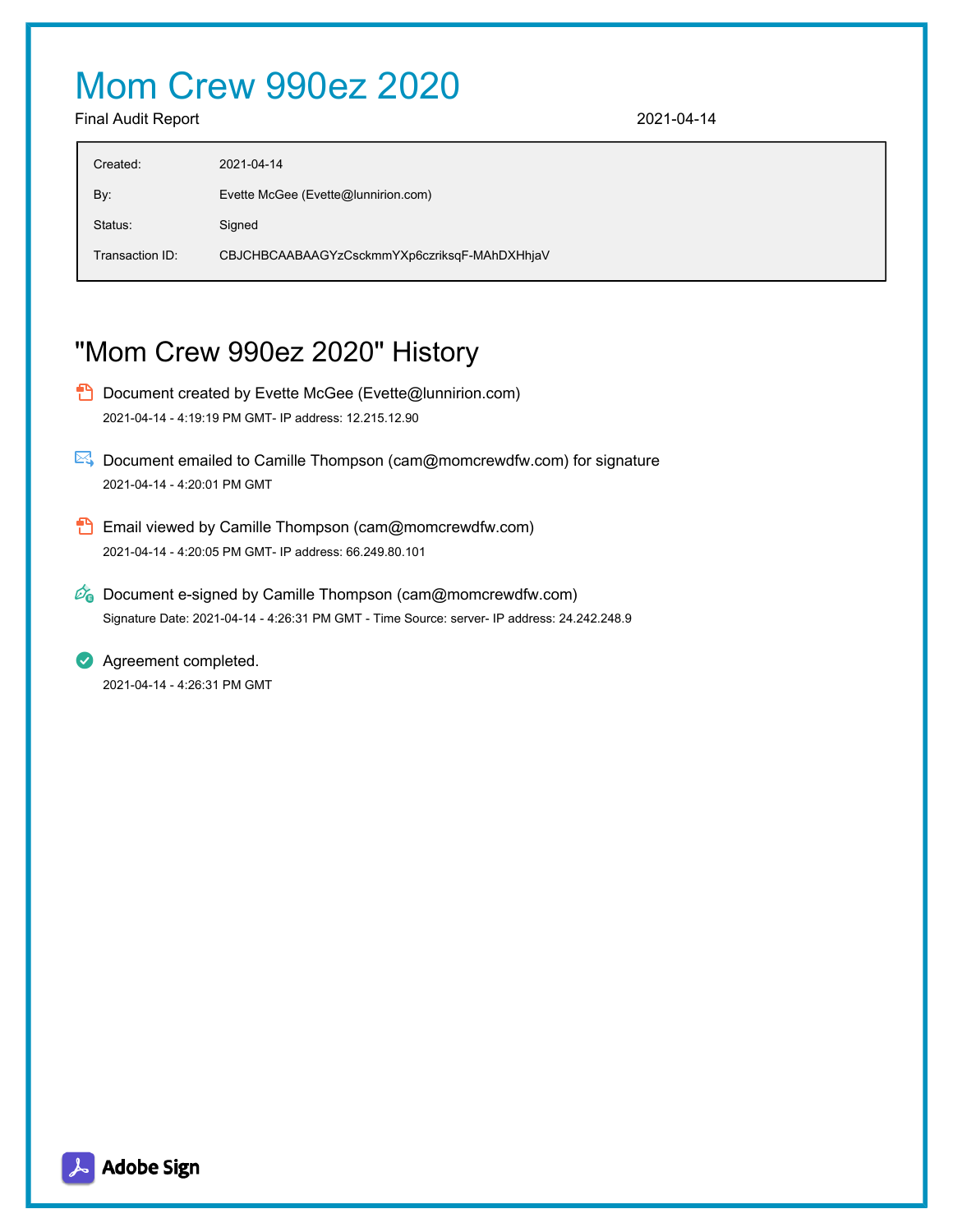# Mom Crew 990ez 2020

Final Audit Report 2021-04-14

| | |
|---|---|
| Created: | 2021-04-14 |
| By: | Evette McGee (Evette@lunnirion.com) |
| Status: | Signed |
| Transaction ID: | CBJCHBCAABAAGYzCsckmmYXp6czriksqF-MAhDXHhjaV |

## "Mom Crew 990ez 2020" History

Document created by Evette McGee (Evette@lunnirion.com)
2021-04-14 - 4:19:19 PM GMT- IP address: 12.215.12.90

Document emailed to Camille Thompson (cam@momcrewdfw.com) for signature
2021-04-14 - 4:20:01 PM GMT

Email viewed by Camille Thompson (cam@momcrewdfw.com)
2021-04-14 - 4:20:05 PM GMT- IP address: 66.249.80.101

Document e-signed by Camille Thompson (cam@momcrewdfw.com)
Signature Date: 2021-04-14 - 4:26:31 PM GMT - Time Source: server- IP address: 24.242.248.9

Agreement completed.
2021-04-14 - 4:26:31 PM GMT

Adobe Sign